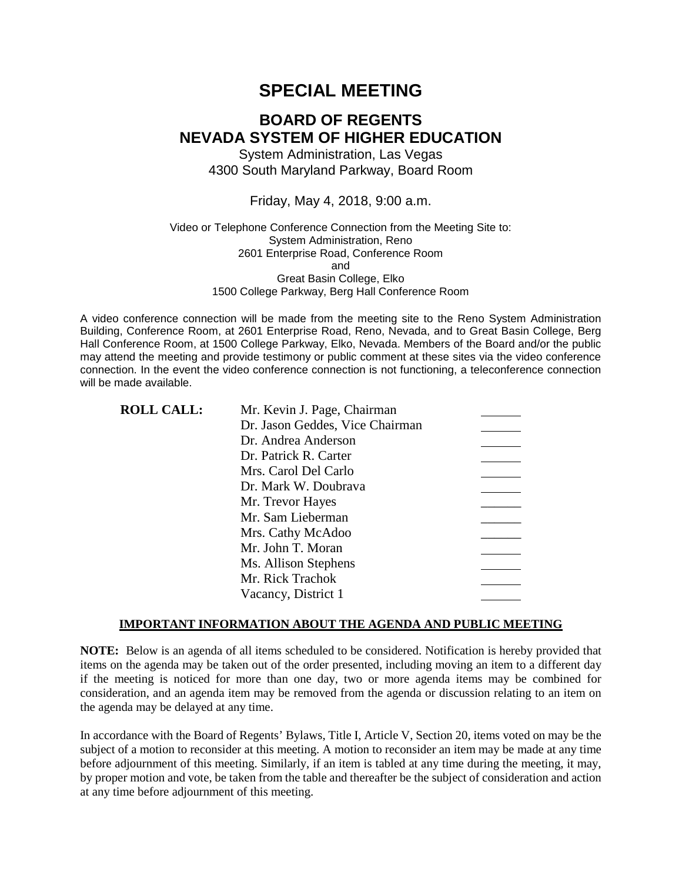# SPECIAL MEETING

## BOARD OF REGENTS
## NEVADA SYSTEM OF HIGHER EDUCATION

System Administration, Las Vegas
4300 South Maryland Parkway, Board Room

Friday, May 4, 2018, 9:00 a.m.

Video or Telephone Conference Connection from the Meeting Site to:
System Administration, Reno
2601 Enterprise Road, Conference Room
and
Great Basin College, Elko
1500 College Parkway, Berg Hall Conference Room

A video conference connection will be made from the meeting site to the Reno System Administration Building, Conference Room, at 2601 Enterprise Road, Reno, Nevada, and to Great Basin College, Berg Hall Conference Room, at 1500 College Parkway, Elko, Nevada. Members of the Board and/or the public may attend the meeting and provide testimony or public comment at these sites via the video conference connection. In the event the video conference connection is not functioning, a teleconference connection will be made available.

**ROLL CALL:**

| | |
|---|---|
| Mr. Kevin J. Page, Chairman | ______ |
| Dr. Jason Geddes, Vice Chairman | ______ |
| Dr. Andrea Anderson | ______ |
| Dr. Patrick R. Carter | ______ |
| Mrs. Carol Del Carlo | ______ |
| Dr. Mark W. Doubrava | ______ |
| Mr. Trevor Hayes | ______ |
| Mr. Sam Lieberman | ______ |
| Mrs. Cathy McAdoo | ______ |
| Mr. John T. Moran | ______ |
| Ms. Allison Stephens | ______ |
| Mr. Rick Trachok | ______ |
| Vacancy, District 1 | ______ |

**IMPORTANT INFORMATION ABOUT THE AGENDA AND PUBLIC MEETING**

**NOTE:** Below is an agenda of all items scheduled to be considered. Notification is hereby provided that items on the agenda may be taken out of the order presented, including moving an item to a different day if the meeting is noticed for more than one day, two or more agenda items may be combined for consideration, and an agenda item may be removed from the agenda or discussion relating to an item on the agenda may be delayed at any time.

In accordance with the Board of Regents' Bylaws, Title I, Article V, Section 20, items voted on may be the subject of a motion to reconsider at this meeting. A motion to reconsider an item may be made at any time before adjournment of this meeting. Similarly, if an item is tabled at any time during the meeting, it may, by proper motion and vote, be taken from the table and thereafter be the subject of consideration and action at any time before adjournment of this meeting.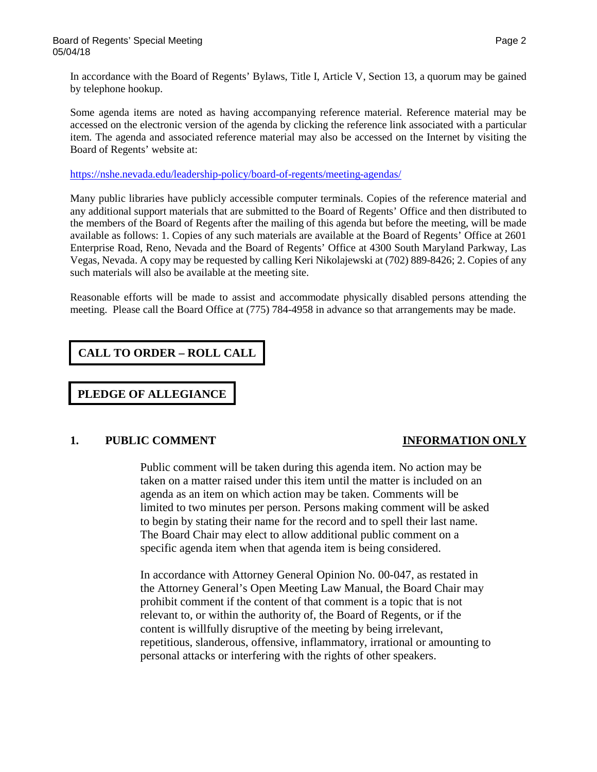In accordance with the Board of Regents' Bylaws, Title I, Article V, Section 13, a quorum may be gained by telephone hookup.

Some agenda items are noted as having accompanying reference material. Reference material may be accessed on the electronic version of the agenda by clicking the reference link associated with a particular item. The agenda and associated reference material may also be accessed on the Internet by visiting the Board of Regents' website at:

https://nshe.nevada.edu/leadership-policy/board-of-regents/meeting-agendas/

Many public libraries have publicly accessible computer terminals. Copies of the reference material and any additional support materials that are submitted to the Board of Regents' Office and then distributed to the members of the Board of Regents after the mailing of this agenda but before the meeting, will be made available as follows: 1. Copies of any such materials are available at the Board of Regents' Office at 2601 Enterprise Road, Reno, Nevada and the Board of Regents' Office at 4300 South Maryland Parkway, Las Vegas, Nevada. A copy may be requested by calling Keri Nikolajewski at (702) 889-8426; 2. Copies of any such materials will also be available at the meeting site.

Reasonable efforts will be made to assist and accommodate physically disabled persons attending the meeting. Please call the Board Office at (775) 784-4958 in advance so that arrangements may be made.

## CALL TO ORDER – ROLL CALL

## PLEDGE OF ALLEGIANCE

## 1. PUBLIC COMMENT — INFORMATION ONLY

Public comment will be taken during this agenda item. No action may be taken on a matter raised under this item until the matter is included on an agenda as an item on which action may be taken. Comments will be limited to two minutes per person. Persons making comment will be asked to begin by stating their name for the record and to spell their last name. The Board Chair may elect to allow additional public comment on a specific agenda item when that agenda item is being considered.

In accordance with Attorney General Opinion No. 00-047, as restated in the Attorney General's Open Meeting Law Manual, the Board Chair may prohibit comment if the content of that comment is a topic that is not relevant to, or within the authority of, the Board of Regents, or if the content is willfully disruptive of the meeting by being irrelevant, repetitious, slanderous, offensive, inflammatory, irrational or amounting to personal attacks or interfering with the rights of other speakers.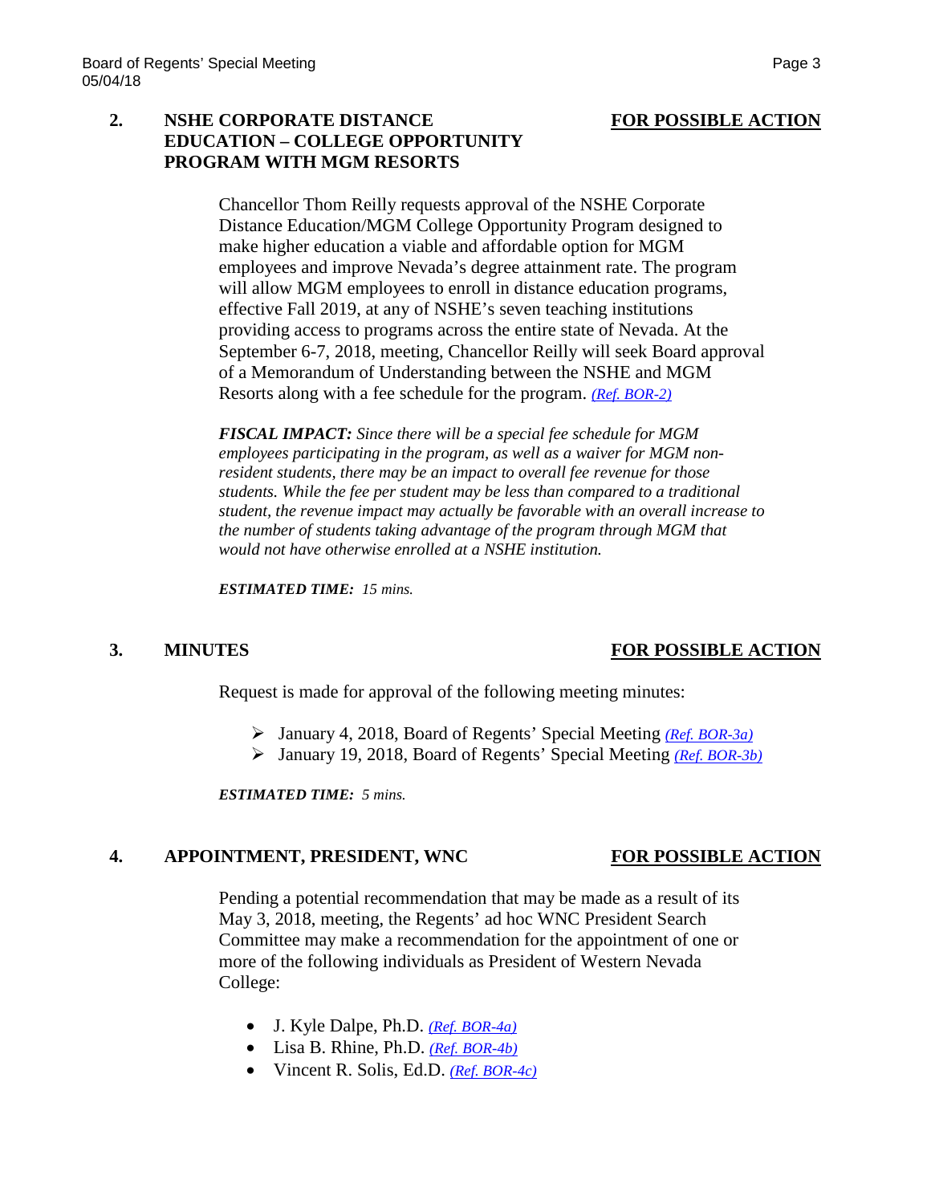## 2. NSHE CORPORATE DISTANCE EDUCATION – COLLEGE OPPORTUNITY PROGRAM WITH MGM RESORTS — FOR POSSIBLE ACTION

Chancellor Thom Reilly requests approval of the NSHE Corporate Distance Education/MGM College Opportunity Program designed to make higher education a viable and affordable option for MGM employees and improve Nevada's degree attainment rate. The program will allow MGM employees to enroll in distance education programs, effective Fall 2019, at any of NSHE's seven teaching institutions providing access to programs across the entire state of Nevada. At the September 6-7, 2018, meeting, Chancellor Reilly will seek Board approval of a Memorandum of Understanding between the NSHE and MGM Resorts along with a fee schedule for the program. *(Ref. BOR-2)*

***FISCAL IMPACT:*** *Since there will be a special fee schedule for MGM employees participating in the program, as well as a waiver for MGM non-resident students, there may be an impact to overall fee revenue for those students. While the fee per student may be less than compared to a traditional student, the revenue impact may actually be favorable with an overall increase to the number of students taking advantage of the program through MGM that would not have otherwise enrolled at a NSHE institution.*

***ESTIMATED TIME:*** *15 mins.*

## 3. MINUTES — FOR POSSIBLE ACTION

Request is made for approval of the following meeting minutes:

- January 4, 2018, Board of Regents' Special Meeting *(Ref. BOR-3a)*
- January 19, 2018, Board of Regents' Special Meeting *(Ref. BOR-3b)*

***ESTIMATED TIME:*** *5 mins.*

## 4. APPOINTMENT, PRESIDENT, WNC — FOR POSSIBLE ACTION

Pending a potential recommendation that may be made as a result of its May 3, 2018, meeting, the Regents' ad hoc WNC President Search Committee may make a recommendation for the appointment of one or more of the following individuals as President of Western Nevada College:

- J. Kyle Dalpe, Ph.D. *(Ref. BOR-4a)*
- Lisa B. Rhine, Ph.D. *(Ref. BOR-4b)*
- Vincent R. Solis, Ed.D. *(Ref. BOR-4c)*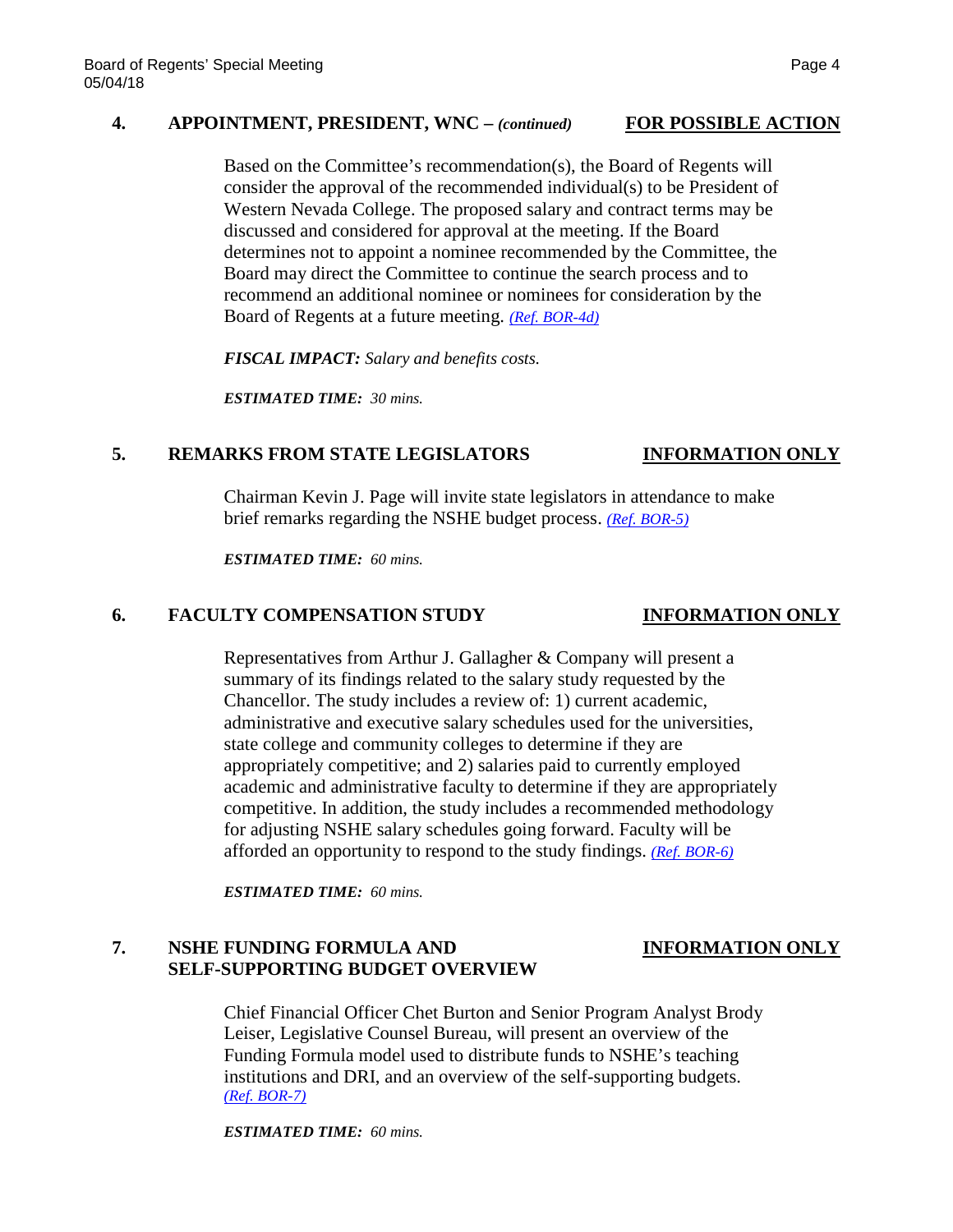## 4. APPOINTMENT, PRESIDENT, WNC – *(continued)* FOR POSSIBLE ACTION

Based on the Committee's recommendation(s), the Board of Regents will consider the approval of the recommended individual(s) to be President of Western Nevada College. The proposed salary and contract terms may be discussed and considered for approval at the meeting. If the Board determines not to appoint a nominee recommended by the Committee, the Board may direct the Committee to continue the search process and to recommend an additional nominee or nominees for consideration by the Board of Regents at a future meeting. *(Ref. BOR-4d)*

***FISCAL IMPACT:*** *Salary and benefits costs.*

***ESTIMATED TIME:*** *30 mins.*

## 5. REMARKS FROM STATE LEGISLATORS INFORMATION ONLY

Chairman Kevin J. Page will invite state legislators in attendance to make brief remarks regarding the NSHE budget process. *(Ref. BOR-5)*

***ESTIMATED TIME:*** *60 mins.*

## 6. FACULTY COMPENSATION STUDY INFORMATION ONLY

Representatives from Arthur J. Gallagher & Company will present a summary of its findings related to the salary study requested by the Chancellor. The study includes a review of: 1) current academic, administrative and executive salary schedules used for the universities, state college and community colleges to determine if they are appropriately competitive; and 2) salaries paid to currently employed academic and administrative faculty to determine if they are appropriately competitive. In addition, the study includes a recommended methodology for adjusting NSHE salary schedules going forward. Faculty will be afforded an opportunity to respond to the study findings. *(Ref. BOR-6)*

***ESTIMATED TIME:*** *60 mins.*

## 7. NSHE FUNDING FORMULA AND SELF-SUPPORTING BUDGET OVERVIEW INFORMATION ONLY

Chief Financial Officer Chet Burton and Senior Program Analyst Brody Leiser, Legislative Counsel Bureau, will present an overview of the Funding Formula model used to distribute funds to NSHE's teaching institutions and DRI, and an overview of the self-supporting budgets. *(Ref. BOR-7)*

***ESTIMATED TIME:*** *60 mins.*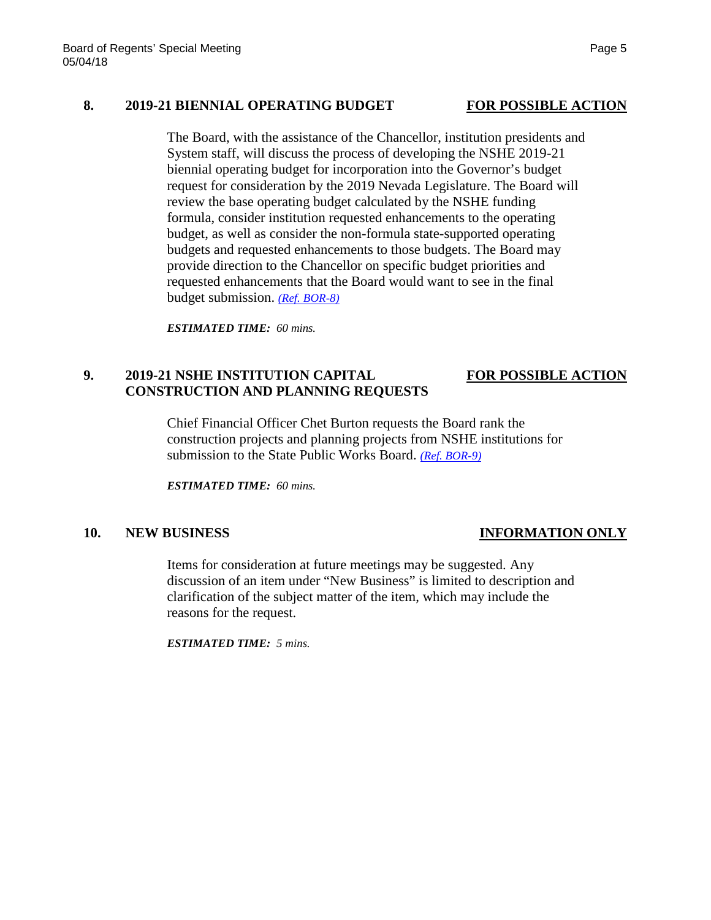## 8. 2019-21 BIENNIAL OPERATING BUDGET — FOR POSSIBLE ACTION

The Board, with the assistance of the Chancellor, institution presidents and System staff, will discuss the process of developing the NSHE 2019-21 biennial operating budget for incorporation into the Governor's budget request for consideration by the 2019 Nevada Legislature. The Board will review the base operating budget calculated by the NSHE funding formula, consider institution requested enhancements to the operating budget, as well as consider the non-formula state-supported operating budgets and requested enhancements to those budgets. The Board may provide direction to the Chancellor on specific budget priorities and requested enhancements that the Board would want to see in the final budget submission. *(Ref. BOR-8)*

***ESTIMATED TIME:*** *60 mins.*

## 9. 2019-21 NSHE INSTITUTION CAPITAL CONSTRUCTION AND PLANNING REQUESTS — FOR POSSIBLE ACTION

Chief Financial Officer Chet Burton requests the Board rank the construction projects and planning projects from NSHE institutions for submission to the State Public Works Board. *(Ref. BOR-9)*

***ESTIMATED TIME:*** *60 mins.*

## 10. NEW BUSINESS — INFORMATION ONLY

Items for consideration at future meetings may be suggested. Any discussion of an item under "New Business" is limited to description and clarification of the subject matter of the item, which may include the reasons for the request.

***ESTIMATED TIME:*** *5 mins.*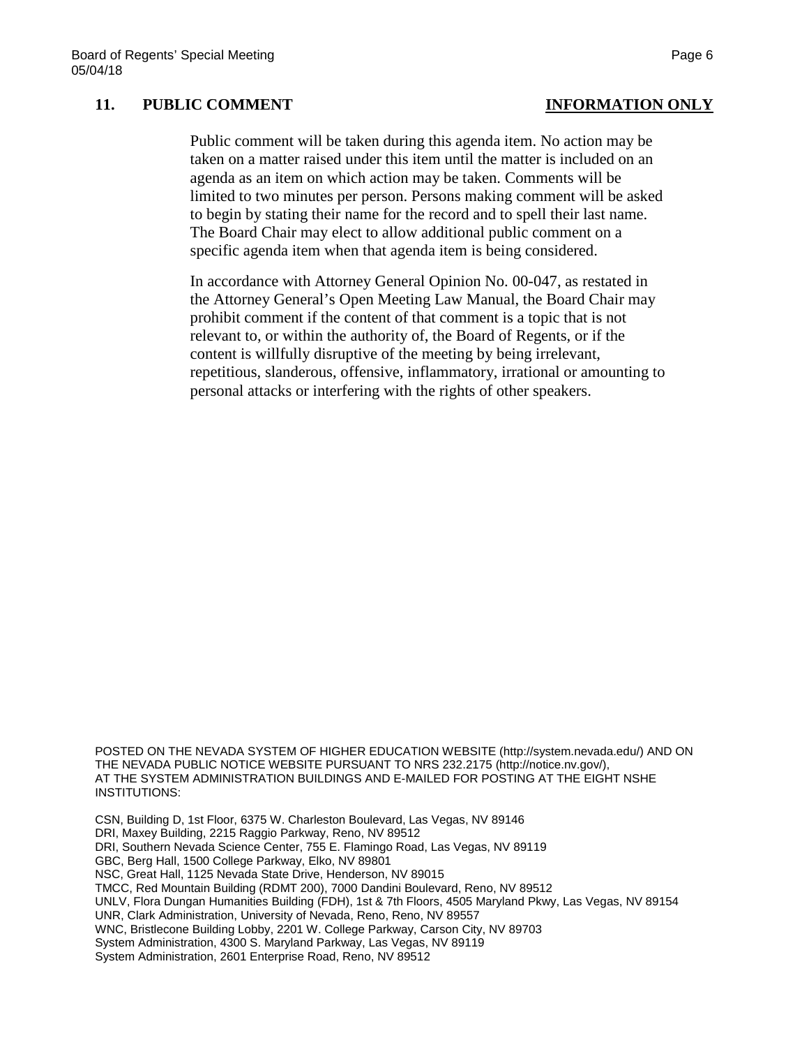## 11. PUBLIC COMMENT **INFORMATION ONLY**

Public comment will be taken during this agenda item. No action may be taken on a matter raised under this item until the matter is included on an agenda as an item on which action may be taken. Comments will be limited to two minutes per person. Persons making comment will be asked to begin by stating their name for the record and to spell their last name. The Board Chair may elect to allow additional public comment on a specific agenda item when that agenda item is being considered.

In accordance with Attorney General Opinion No. 00-047, as restated in the Attorney General's Open Meeting Law Manual, the Board Chair may prohibit comment if the content of that comment is a topic that is not relevant to, or within the authority of, the Board of Regents, or if the content is willfully disruptive of the meeting by being irrelevant, repetitious, slanderous, offensive, inflammatory, irrational or amounting to personal attacks or interfering with the rights of other speakers.

POSTED ON THE NEVADA SYSTEM OF HIGHER EDUCATION WEBSITE (http://system.nevada.edu/) AND ON THE NEVADA PUBLIC NOTICE WEBSITE PURSUANT TO NRS 232.2175 (http://notice.nv.gov/), AT THE SYSTEM ADMINISTRATION BUILDINGS AND E-MAILED FOR POSTING AT THE EIGHT NSHE INSTITUTIONS:

CSN, Building D, 1st Floor, 6375 W. Charleston Boulevard, Las Vegas, NV 89146
DRI, Maxey Building, 2215 Raggio Parkway, Reno, NV 89512
DRI, Southern Nevada Science Center, 755 E. Flamingo Road, Las Vegas, NV 89119
GBC, Berg Hall, 1500 College Parkway, Elko, NV 89801
NSC, Great Hall, 1125 Nevada State Drive, Henderson, NV 89015
TMCC, Red Mountain Building (RDMT 200), 7000 Dandini Boulevard, Reno, NV 89512
UNLV, Flora Dungan Humanities Building (FDH), 1st & 7th Floors, 4505 Maryland Pkwy, Las Vegas, NV 89154
UNR, Clark Administration, University of Nevada, Reno, Reno, NV 89557
WNC, Bristlecone Building Lobby, 2201 W. College Parkway, Carson City, NV 89703
System Administration, 4300 S. Maryland Parkway, Las Vegas, NV 89119
System Administration, 2601 Enterprise Road, Reno, NV 89512